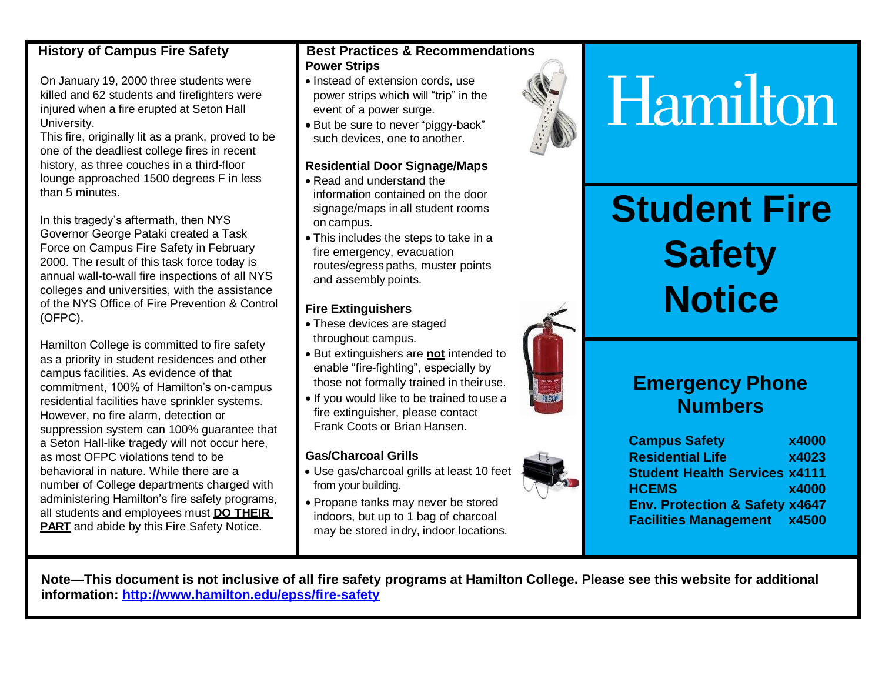# Hamilton

# Student Fire Safety Notice

## History of Campus Fire Safety

On January 19, 2000 three students were killed and 62 students and firefighters were injured when a fire erupted at Seton Hall University.

This fire, originally lit as a prank, proved to be one of the deadliest college fires in recent history, as three couches in a third-floor lounge approached 1500 degrees F in less than 5 minutes.

In this tragedy's aftermath, then NYS Governor George Pataki created a Task Force on Campus Fire Safety in February 2000. The result of this task force today is annual wall-to-wall fire inspections of all NYS colleges and universities, with the assistance of the NYS Office of Fire Prevention & Control (OFPC).

Hamilton College is committed to fire safety as a priority in student residences and other campus facilities. As evidence of that commitment, 100% of Hamilton's on-campus residential facilities have sprinkler systems. However, no fire alarm, detection or suppression system can 100% guarantee that a Seton Hall-like tragedy will not occur here, as most OFPC violations tend to be behavioral in nature. While there are a number of College departments charged with administering Hamilton's fire safety programs, all students and employees must **DO THEIR PART** and abide by this Fire Safety Notice.

## Best Practices & Recommendations

### Power Strips

- Instead of extension cords, use power strips which will "trip" in the event of a power surge.
- But be sure to never "piggy-back" such devices, one to another.

### Residential Door Signage/Maps

- Read and understand the information contained on the door signage/maps in all student rooms on campus.
- This includes the steps to take in a fire emergency, evacuation routes/egress paths, muster points and assembly points.

### Fire Extinguishers

- These devices are staged throughout campus.
- But extinguishers are **not** intended to enable "fire-fighting", especially by those not formally trained in their use.
- If you would like to be trained to use a fire extinguisher, please contact Frank Coots or Brian Hansen.

### Gas/Charcoal Grills

- Use gas/charcoal grills at least 10 feet from your building.
- Propane tanks may never be stored indoors, but up to 1 bag of charcoal may be stored in dry, indoor locations.

## Emergency Phone Numbers

| | |
|---|---|
| **Campus Safety** | **x4000** |
| **Residential Life** | **x4023** |
| **Student Health Services** | **x4111** |
| **HCEMS** | **x4000** |
| **Env. Protection & Safety** | **x4647** |
| **Facilities Management** | **x4500** |

**Note—This document is not inclusive of all fire safety programs at Hamilton College. Please see this website for additional information: http://www.hamilton.edu/epss/fire-safety**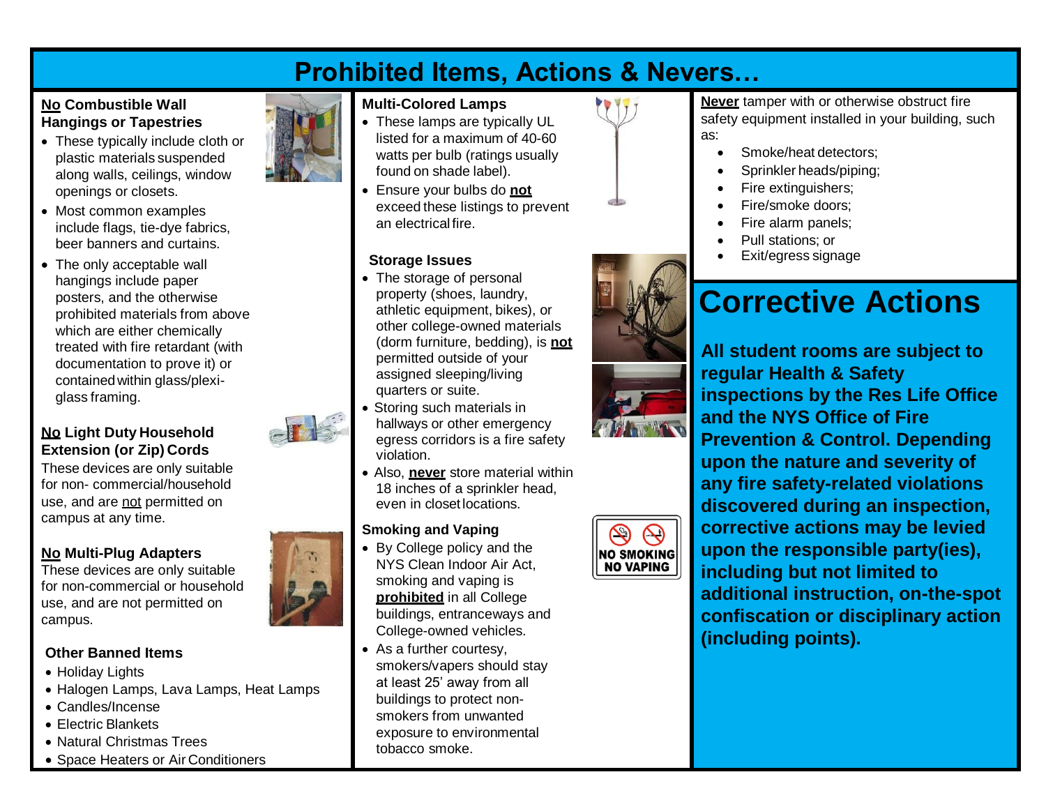# Prohibited Items, Actions & Nevers…

### No Combustible Wall Hangings or Tapestries

- These typically include cloth or plastic materials suspended along walls, ceilings, window openings or closets.
- Most common examples include flags, tie-dye fabrics, beer banners and curtains.
- The only acceptable wall hangings include paper posters, and the otherwise prohibited materials from above which are either chemically treated with fire retardant (with documentation to prove it) or contained within glass/plexi-glass framing.

### No Light Duty Household Extension (or Zip) Cords

These devices are only suitable for non- commercial/household use, and are not permitted on campus at any time.

### No Multi-Plug Adapters

These devices are only suitable for non-commercial or household use, and are not permitted on campus.

### Other Banned Items

- Holiday Lights
- Halogen Lamps, Lava Lamps, Heat Lamps
- Candles/Incense
- Electric Blankets
- Natural Christmas Trees
- Space Heaters or Air Conditioners

### Multi-Colored Lamps

- These lamps are typically UL listed for a maximum of 40-60 watts per bulb (ratings usually found on shade label).
- Ensure your bulbs do **not** exceed these listings to prevent an electrical fire.

### Storage Issues

- The storage of personal property (shoes, laundry, athletic equipment, bikes), or other college-owned materials (dorm furniture, bedding), is **not** permitted outside of your assigned sleeping/living quarters or suite.
- Storing such materials in hallways or other emergency egress corridors is a fire safety violation.
- Also, **never** store material within 18 inches of a sprinkler head, even in closet locations.

### Smoking and Vaping

- By College policy and the NYS Clean Indoor Air Act, smoking and vaping is **prohibited** in all College buildings, entranceways and College-owned vehicles.
- As a further courtesy, smokers/vapers should stay at least 25' away from all buildings to protect non-smokers from unwanted exposure to environmental tobacco smoke.

NO SMOKING
NO VAPING

**Never** tamper with or otherwise obstruct fire safety equipment installed in your building, such as:

- Smoke/heat detectors;
- Sprinkler heads/piping;
- Fire extinguishers;
- Fire/smoke doors;
- Fire alarm panels;
- Pull stations; or
- Exit/egress signage

# Corrective Actions

**All student rooms are subject to regular Health & Safety inspections by the Res Life Office and the NYS Office of Fire Prevention & Control. Depending upon the nature and severity of any fire safety-related violations discovered during an inspection, corrective actions may be levied upon the responsible party(ies), including but not limited to additional instruction, on-the-spot confiscation or disciplinary action (including points).**